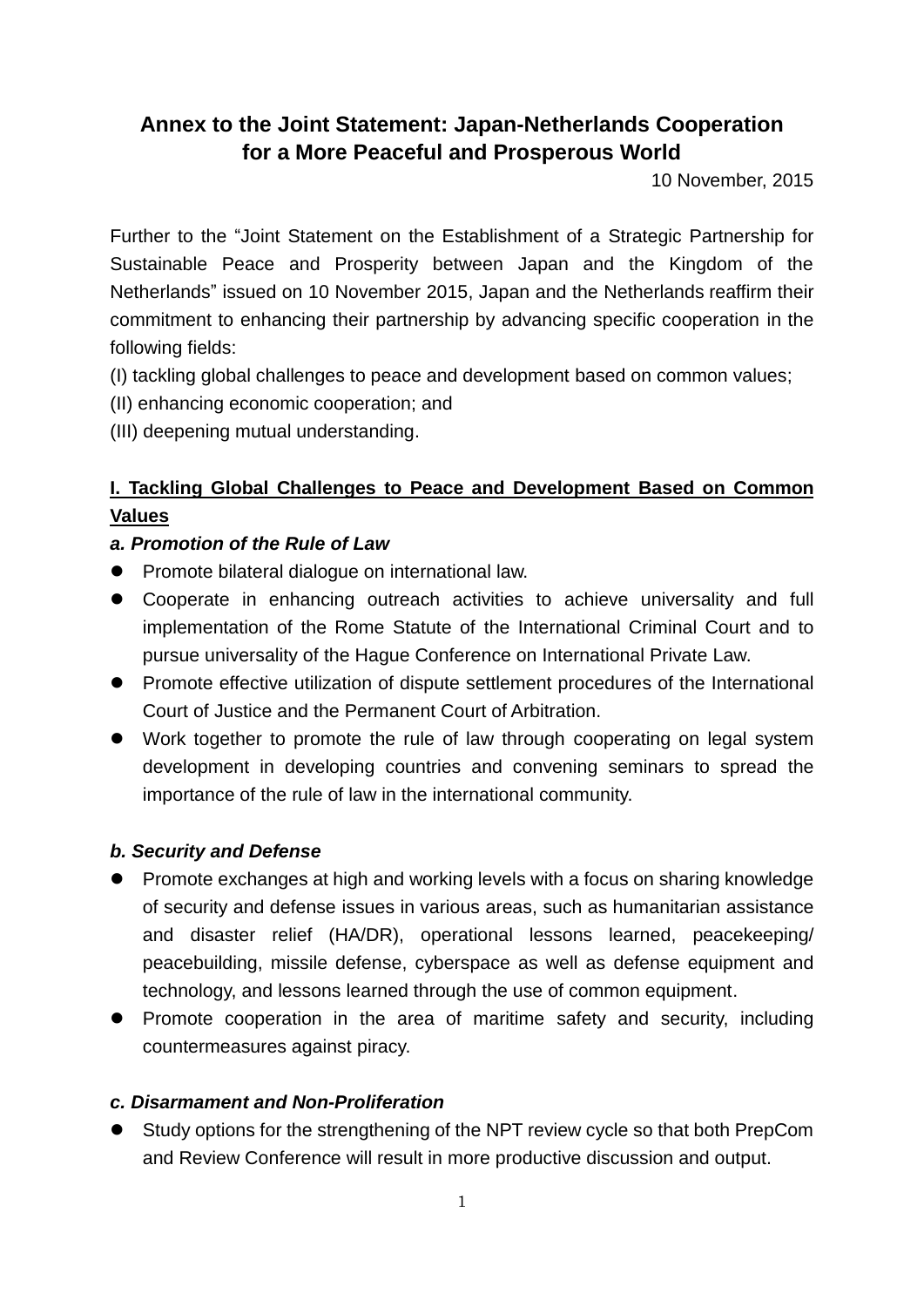# Annex to the Joint Statement: Japan-Netherlands Cooperation for a More Peaceful and Prosperous World

10 November, 2015

Further to the "Joint Statement on the Establishment of a Strategic Partnership for Sustainable Peace and Prosperity between Japan and the Kingdom of the Netherlands" issued on 10 November 2015, Japan and the Netherlands reaffirm their commitment to enhancing their partnership by advancing specific cooperation in the following fields:
(I) tackling global challenges to peace and development based on common values;
(II) enhancing economic cooperation; and
(III) deepening mutual understanding.

## I. Tackling Global Challenges to Peace and Development Based on Common Values

### *a. Promotion of the Rule of Law*

- Promote bilateral dialogue on international law.
- Cooperate in enhancing outreach activities to achieve universality and full implementation of the Rome Statute of the International Criminal Court and to pursue universality of the Hague Conference on International Private Law.
- Promote effective utilization of dispute settlement procedures of the International Court of Justice and the Permanent Court of Arbitration.
- Work together to promote the rule of law through cooperating on legal system development in developing countries and convening seminars to spread the importance of the rule of law in the international community.

### *b. Security and Defense*

- Promote exchanges at high and working levels with a focus on sharing knowledge of security and defense issues in various areas, such as humanitarian assistance and disaster relief (HA/DR), operational lessons learned, peacekeeping/ peacebuilding, missile defense, cyberspace as well as defense equipment and technology, and lessons learned through the use of common equipment.
- Promote cooperation in the area of maritime safety and security, including countermeasures against piracy.

### *c. Disarmament and Non-Proliferation*

- Study options for the strengthening of the NPT review cycle so that both PrepCom and Review Conference will result in more productive discussion and output.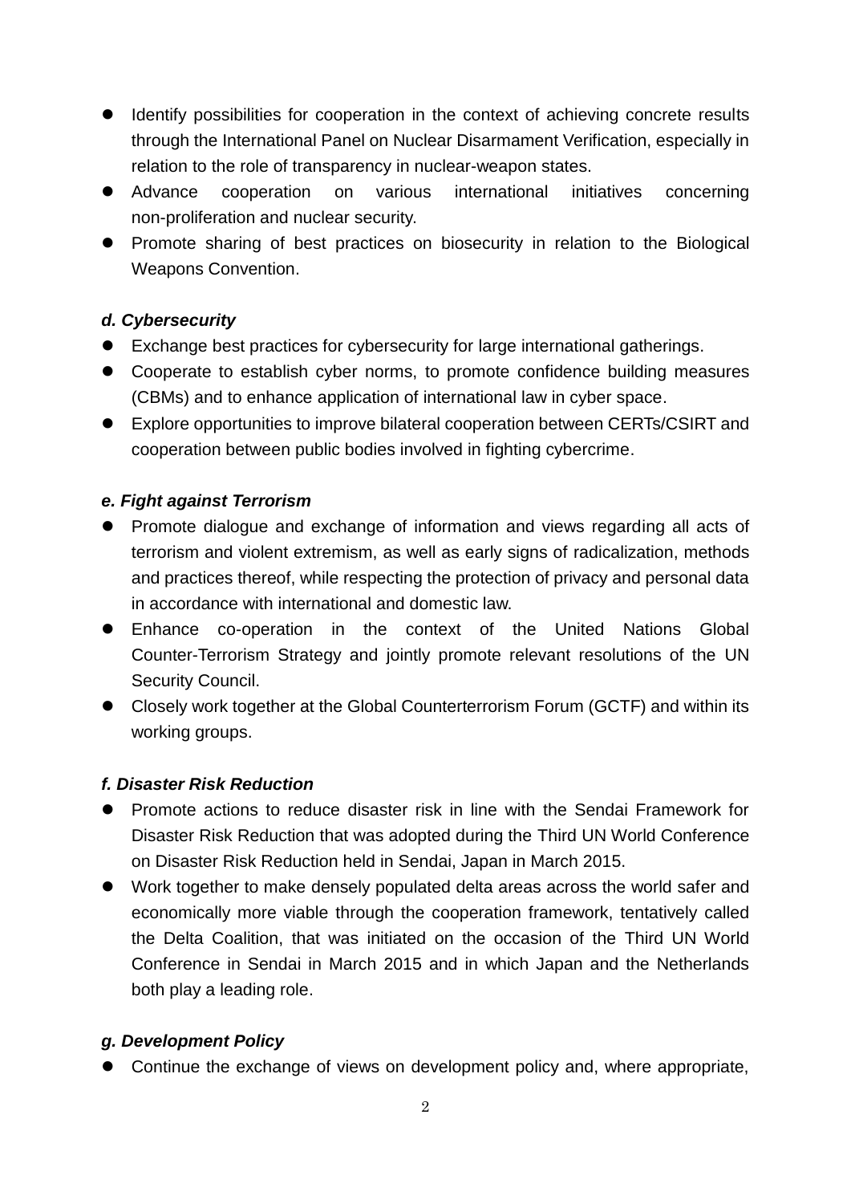- Identify possibilities for cooperation in the context of achieving concrete results through the International Panel on Nuclear Disarmament Verification, especially in relation to the role of transparency in nuclear-weapon states.
- Advance cooperation on various international initiatives concerning non-proliferation and nuclear security.
- Promote sharing of best practices on biosecurity in relation to the Biological Weapons Convention.

***d. Cybersecurity***

- Exchange best practices for cybersecurity for large international gatherings.
- Cooperate to establish cyber norms, to promote confidence building measures (CBMs) and to enhance application of international law in cyber space.
- Explore opportunities to improve bilateral cooperation between CERTs/CSIRT and cooperation between public bodies involved in fighting cybercrime.

***e. Fight against Terrorism***

- Promote dialogue and exchange of information and views regarding all acts of terrorism and violent extremism, as well as early signs of radicalization, methods and practices thereof, while respecting the protection of privacy and personal data in accordance with international and domestic law.
- Enhance co-operation in the context of the United Nations Global Counter-Terrorism Strategy and jointly promote relevant resolutions of the UN Security Council.
- Closely work together at the Global Counterterrorism Forum (GCTF) and within its working groups.

***f. Disaster Risk Reduction***

- Promote actions to reduce disaster risk in line with the Sendai Framework for Disaster Risk Reduction that was adopted during the Third UN World Conference on Disaster Risk Reduction held in Sendai, Japan in March 2015.
- Work together to make densely populated delta areas across the world safer and economically more viable through the cooperation framework, tentatively called the Delta Coalition, that was initiated on the occasion of the Third UN World Conference in Sendai in March 2015 and in which Japan and the Netherlands both play a leading role.

***g. Development Policy***

- Continue the exchange of views on development policy and, where appropriate,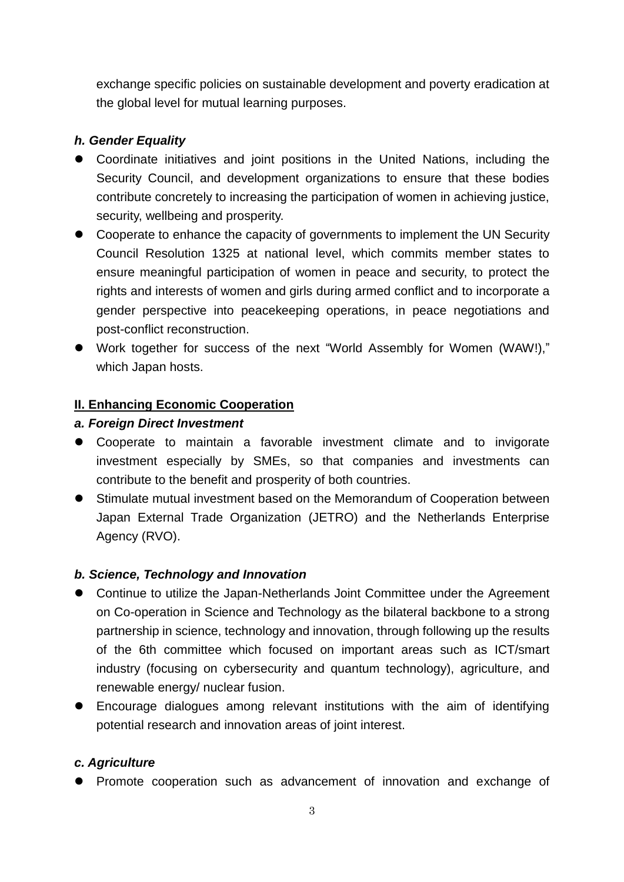exchange specific policies on sustainable development and poverty eradication at the global level for mutual learning purposes.

***h. Gender Equality***

- Coordinate initiatives and joint positions in the United Nations, including the Security Council, and development organizations to ensure that these bodies contribute concretely to increasing the participation of women in achieving justice, security, wellbeing and prosperity.
- Cooperate to enhance the capacity of governments to implement the UN Security Council Resolution 1325 at national level, which commits member states to ensure meaningful participation of women in peace and security, to protect the rights and interests of women and girls during armed conflict and to incorporate a gender perspective into peacekeeping operations, in peace negotiations and post-conflict reconstruction.
- Work together for success of the next "World Assembly for Women (WAW!)," which Japan hosts.

## II. Enhancing Economic Cooperation

***a. Foreign Direct Investment***

- Cooperate to maintain a favorable investment climate and to invigorate investment especially by SMEs, so that companies and investments can contribute to the benefit and prosperity of both countries.
- Stimulate mutual investment based on the Memorandum of Cooperation between Japan External Trade Organization (JETRO) and the Netherlands Enterprise Agency (RVO).

***b. Science, Technology and Innovation***

- Continue to utilize the Japan-Netherlands Joint Committee under the Agreement on Co-operation in Science and Technology as the bilateral backbone to a strong partnership in science, technology and innovation, through following up the results of the 6th committee which focused on important areas such as ICT/smart industry (focusing on cybersecurity and quantum technology), agriculture, and renewable energy/ nuclear fusion.
- Encourage dialogues among relevant institutions with the aim of identifying potential research and innovation areas of joint interest.

***c. Agriculture***

- Promote cooperation such as advancement of innovation and exchange of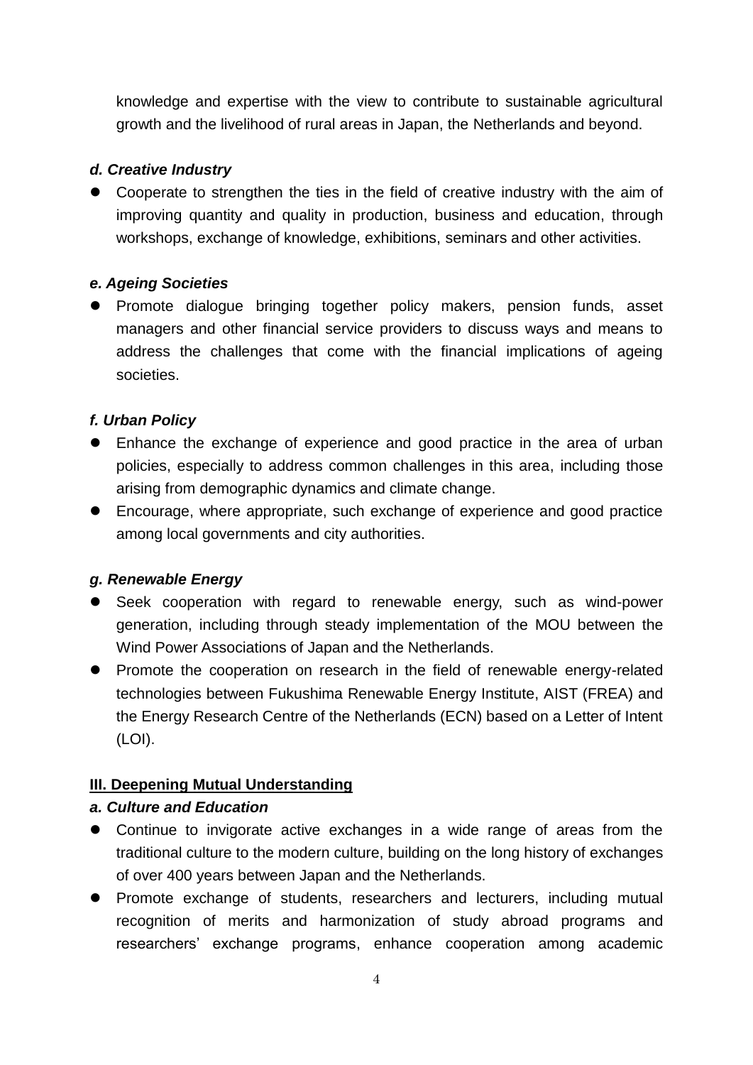knowledge and expertise with the view to contribute to sustainable agricultural growth and the livelihood of rural areas in Japan, the Netherlands and beyond.

#### *d. Creative Industry*

- Cooperate to strengthen the ties in the field of creative industry with the aim of improving quantity and quality in production, business and education, through workshops, exchange of knowledge, exhibitions, seminars and other activities.

#### *e. Ageing Societies*

- Promote dialogue bringing together policy makers, pension funds, asset managers and other financial service providers to discuss ways and means to address the challenges that come with the financial implications of ageing societies.

#### *f. Urban Policy*

- Enhance the exchange of experience and good practice in the area of urban policies, especially to address common challenges in this area, including those arising from demographic dynamics and climate change.
- Encourage, where appropriate, such exchange of experience and good practice among local governments and city authorities.

#### *g. Renewable Energy*

- Seek cooperation with regard to renewable energy, such as wind-power generation, including through steady implementation of the MOU between the Wind Power Associations of Japan and the Netherlands.
- Promote the cooperation on research in the field of renewable energy-related technologies between Fukushima Renewable Energy Institute, AIST (FREA) and the Energy Research Centre of the Netherlands (ECN) based on a Letter of Intent (LOI).

### III. Deepening Mutual Understanding

#### *a. Culture and Education*

- Continue to invigorate active exchanges in a wide range of areas from the traditional culture to the modern culture, building on the long history of exchanges of over 400 years between Japan and the Netherlands.
- Promote exchange of students, researchers and lecturers, including mutual recognition of merits and harmonization of study abroad programs and researchers' exchange programs, enhance cooperation among academic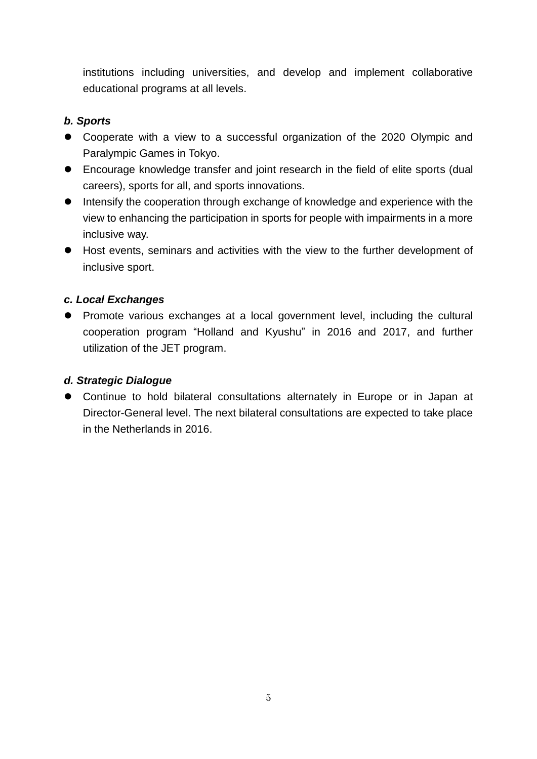institutions including universities, and develop and implement collaborative educational programs at all levels.

***b. Sports***

- Cooperate with a view to a successful organization of the 2020 Olympic and Paralympic Games in Tokyo.
- Encourage knowledge transfer and joint research in the field of elite sports (dual careers), sports for all, and sports innovations.
- Intensify the cooperation through exchange of knowledge and experience with the view to enhancing the participation in sports for people with impairments in a more inclusive way.
- Host events, seminars and activities with the view to the further development of inclusive sport.

***c. Local Exchanges***

- Promote various exchanges at a local government level, including the cultural cooperation program “Holland and Kyushu” in 2016 and 2017, and further utilization of the JET program.

***d. Strategic Dialogue***

- Continue to hold bilateral consultations alternately in Europe or in Japan at Director-General level. The next bilateral consultations are expected to take place in the Netherlands in 2016.